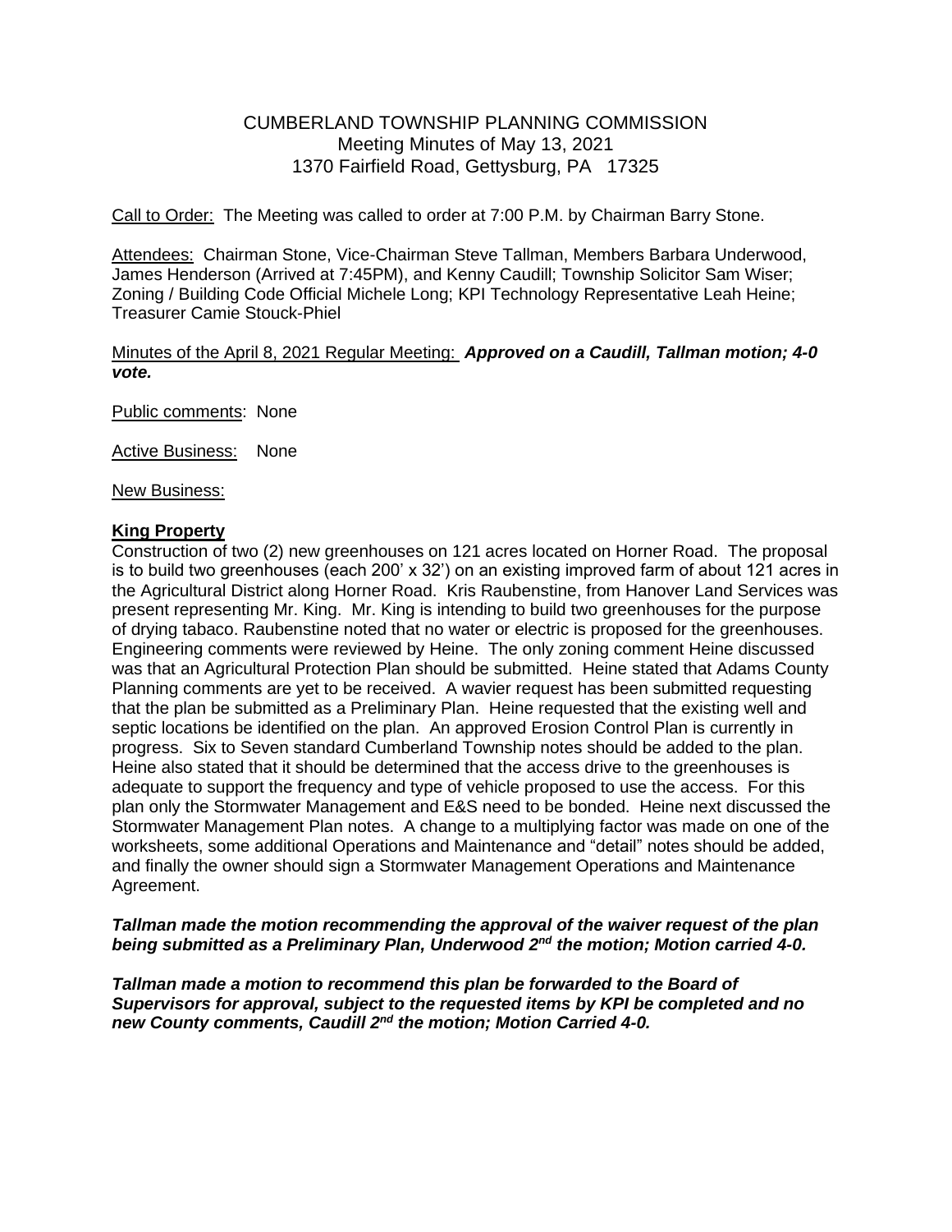# CUMBERLAND TOWNSHIP PLANNING COMMISSION

Meeting Minutes of May 13, 2021
1370 Fairfield Road, Gettysburg, PA 17325

Call to Order: The Meeting was called to order at 7:00 P.M. by Chairman Barry Stone.

Attendees: Chairman Stone, Vice-Chairman Steve Tallman, Members Barbara Underwood, James Henderson (Arrived at 7:45PM), and Kenny Caudill; Township Solicitor Sam Wiser; Zoning / Building Code Official Michele Long; KPI Technology Representative Leah Heine; Treasurer Camie Stouck-Phiel

Minutes of the April 8, 2021 Regular Meeting: ***Approved on a Caudill, Tallman motion; 4-0 vote.***

Public comments: None

Active Business: None

New Business:

**King Property**

Construction of two (2) new greenhouses on 121 acres located on Horner Road. The proposal is to build two greenhouses (each 200' x 32') on an existing improved farm of about 121 acres in the Agricultural District along Horner Road. Kris Raubenstine, from Hanover Land Services was present representing Mr. King. Mr. King is intending to build two greenhouses for the purpose of drying tabaco. Raubenstine noted that no water or electric is proposed for the greenhouses. Engineering comments were reviewed by Heine. The only zoning comment Heine discussed was that an Agricultural Protection Plan should be submitted. Heine stated that Adams County Planning comments are yet to be received. A wavier request has been submitted requesting that the plan be submitted as a Preliminary Plan. Heine requested that the existing well and septic locations be identified on the plan. An approved Erosion Control Plan is currently in progress. Six to Seven standard Cumberland Township notes should be added to the plan. Heine also stated that it should be determined that the access drive to the greenhouses is adequate to support the frequency and type of vehicle proposed to use the access. For this plan only the Stormwater Management and E&S need to be bonded. Heine next discussed the Stormwater Management Plan notes. A change to a multiplying factor was made on one of the worksheets, some additional Operations and Maintenance and "detail" notes should be added, and finally the owner should sign a Stormwater Management Operations and Maintenance Agreement.

***Tallman made the motion recommending the approval of the waiver request of the plan being submitted as a Preliminary Plan, Underwood 2nd the motion; Motion carried 4-0.***

***Tallman made a motion to recommend this plan be forwarded to the Board of Supervisors for approval, subject to the requested items by KPI be completed and no new County comments, Caudill 2nd the motion; Motion Carried 4-0.***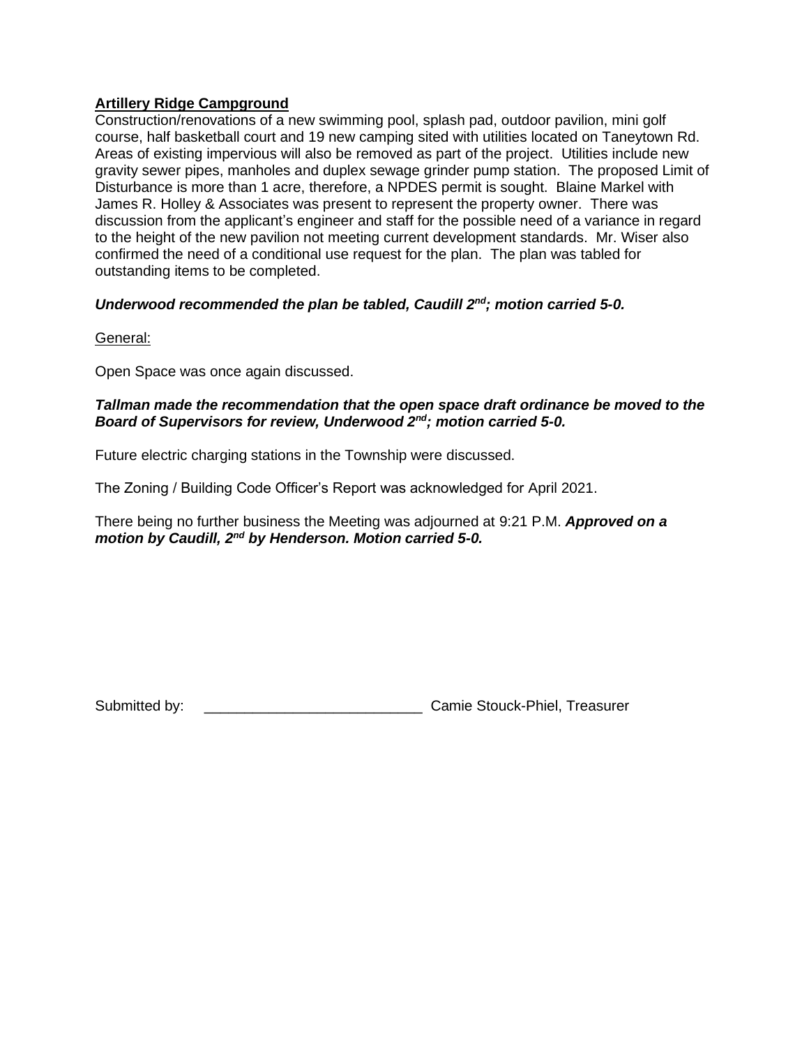**Artillery Ridge Campground**

Construction/renovations of a new swimming pool, splash pad, outdoor pavilion, mini golf course, half basketball court and 19 new camping sited with utilities located on Taneytown Rd. Areas of existing impervious will also be removed as part of the project. Utilities include new gravity sewer pipes, manholes and duplex sewage grinder pump station. The proposed Limit of Disturbance is more than 1 acre, therefore, a NPDES permit is sought. Blaine Markel with James R. Holley & Associates was present to represent the property owner. There was discussion from the applicant's engineer and staff for the possible need of a variance in regard to the height of the new pavilion not meeting current development standards. Mr. Wiser also confirmed the need of a conditional use request for the plan. The plan was tabled for outstanding items to be completed.

***Underwood recommended the plan be tabled, Caudill 2nd; motion carried 5-0.***

General:

Open Space was once again discussed.

***Tallman made the recommendation that the open space draft ordinance be moved to the Board of Supervisors for review, Underwood 2nd; motion carried 5-0.***

Future electric charging stations in the Township were discussed.

The Zoning / Building Code Officer's Report was acknowledged for April 2021.

There being no further business the Meeting was adjourned at 9:21 P.M. ***Approved on a motion by Caudill, 2nd by Henderson. Motion carried 5-0.***

Submitted by: ___________________________ Camie Stouck-Phiel, Treasurer